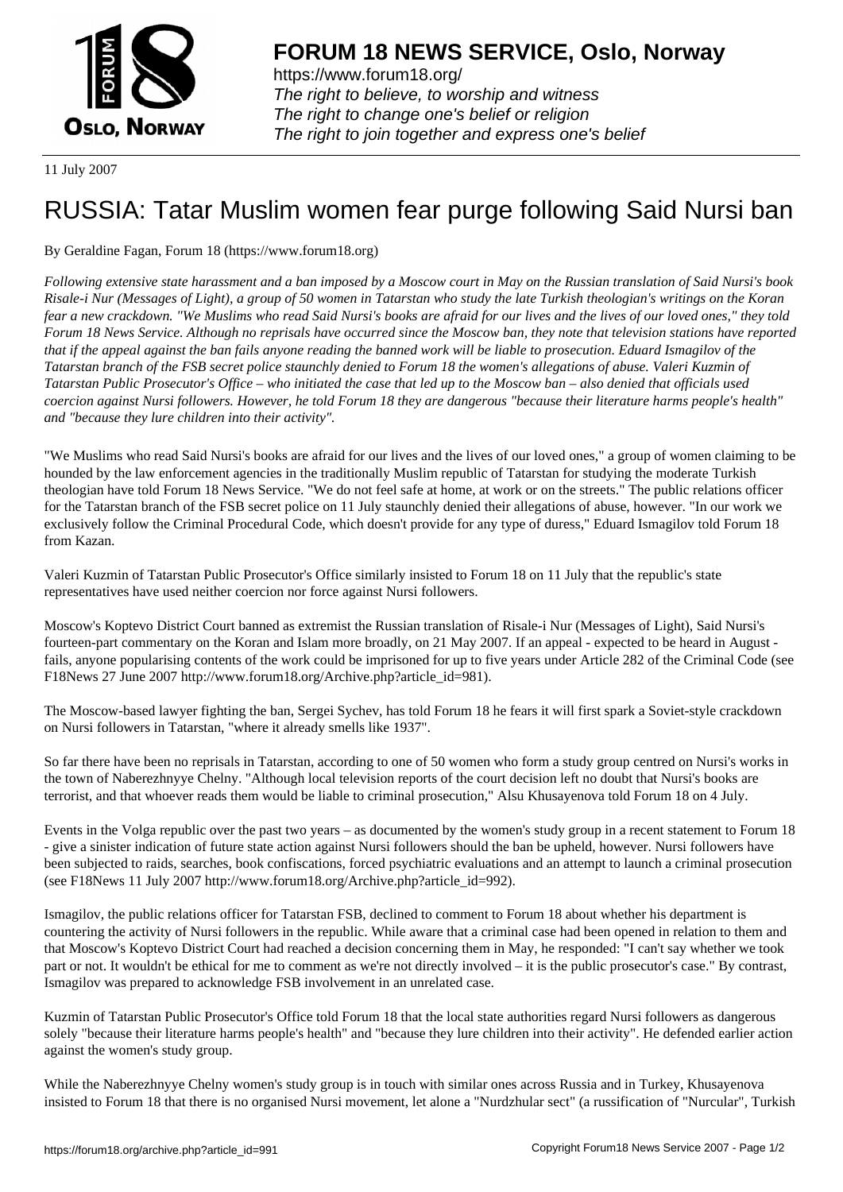# FORUM 18 NEWS SERVICE, Oslo, Norway

https://www.forum18.org/
*The right to believe, to worship and witness*
*The right to change one's belief or religion*
*The right to join together and express one's belief*

11 July 2007

# RUSSIA: Tatar Muslim women fear purge following Said Nursi ban

By Geraldine Fagan, Forum 18 (https://www.forum18.org)

*Following extensive state harassment and a ban imposed by a Moscow court in May on the Russian translation of Said Nursi's book Risale-i Nur (Messages of Light), a group of 50 women in Tatarstan who study the late Turkish theologian's writings on the Koran fear a new crackdown. "We Muslims who read Said Nursi's books are afraid for our lives and the lives of our loved ones," they told Forum 18 News Service. Although no reprisals have occurred since the Moscow ban, they note that television stations have reported that if the appeal against the ban fails anyone reading the banned work will be liable to prosecution. Eduard Ismagilov of the Tatarstan branch of the FSB secret police staunchly denied to Forum 18 the women's allegations of abuse. Valeri Kuzmin of Tatarstan Public Prosecutor's Office – who initiated the case that led up to the Moscow ban – also denied that officials used coercion against Nursi followers. However, he told Forum 18 they are dangerous "because their literature harms people's health" and "because they lure children into their activity".*

"We Muslims who read Said Nursi's books are afraid for our lives and the lives of our loved ones," a group of women claiming to be hounded by the law enforcement agencies in the traditionally Muslim republic of Tatarstan for studying the moderate Turkish theologian have told Forum 18 News Service. "We do not feel safe at home, at work or on the streets." The public relations officer for the Tatarstan branch of the FSB secret police on 11 July staunchly denied their allegations of abuse, however. "In our work we exclusively follow the Criminal Procedural Code, which doesn't provide for any type of duress," Eduard Ismagilov told Forum 18 from Kazan.

Valeri Kuzmin of Tatarstan Public Prosecutor's Office similarly insisted to Forum 18 on 11 July that the republic's state representatives have used neither coercion nor force against Nursi followers.

Moscow's Koptevo District Court banned as extremist the Russian translation of Risale-i Nur (Messages of Light), Said Nursi's fourteen-part commentary on the Koran and Islam more broadly, on 21 May 2007. If an appeal - expected to be heard in August - fails, anyone popularising contents of the work could be imprisoned for up to five years under Article 282 of the Criminal Code (see F18News 27 June 2007 http://www.forum18.org/Archive.php?article_id=981).

The Moscow-based lawyer fighting the ban, Sergei Sychev, has told Forum 18 he fears it will first spark a Soviet-style crackdown on Nursi followers in Tatarstan, "where it already smells like 1937".

So far there have been no reprisals in Tatarstan, according to one of 50 women who form a study group centred on Nursi's works in the town of Naberezhnyye Chelny. "Although local television reports of the court decision left no doubt that Nursi's books are terrorist, and that whoever reads them would be liable to criminal prosecution," Alsu Khusayenova told Forum 18 on 4 July.

Events in the Volga republic over the past two years – as documented by the women's study group in a recent statement to Forum 18 - give a sinister indication of future state action against Nursi followers should the ban be upheld, however. Nursi followers have been subjected to raids, searches, book confiscations, forced psychiatric evaluations and an attempt to launch a criminal prosecution (see F18News 11 July 2007 http://www.forum18.org/Archive.php?article_id=992).

Ismagilov, the public relations officer for Tatarstan FSB, declined to comment to Forum 18 about whether his department is countering the activity of Nursi followers in the republic. While aware that a criminal case had been opened in relation to them and that Moscow's Koptevo District Court had reached a decision concerning them in May, he responded: "I can't say whether we took part or not. It wouldn't be ethical for me to comment as we're not directly involved – it is the public prosecutor's case." By contrast, Ismagilov was prepared to acknowledge FSB involvement in an unrelated case.

Kuzmin of Tatarstan Public Prosecutor's Office told Forum 18 that the local state authorities regard Nursi followers as dangerous solely "because their literature harms people's health" and "because they lure children into their activity". He defended earlier action against the women's study group.

While the Naberezhnyye Chelny women's study group is in touch with similar ones across Russia and in Turkey, Khusayenova insisted to Forum 18 that there is no organised Nursi movement, let alone a "Nurdzhular sect" (a russification of "Nurcular", Turkish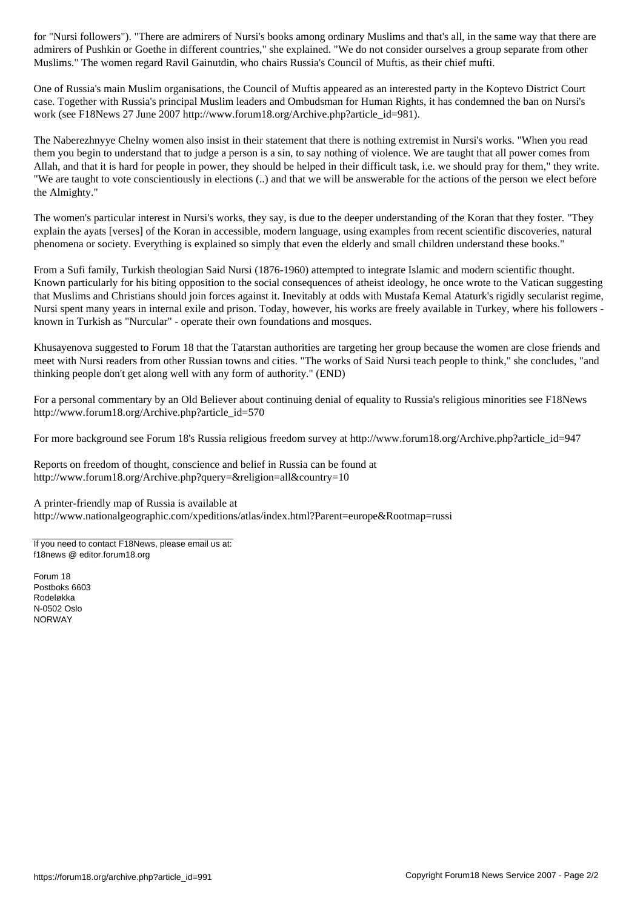for "Nursi followers"). "There are admirers of Nursi's books among ordinary Muslims and that's all, in the same way that there are admirers of Pushkin or Goethe in different countries," she explained. "We do not consider ourselves a group separate from other Muslims." The women regard Ravil Gainutdin, who chairs Russia's Council of Muftis, as their chief mufti.

One of Russia's main Muslim organisations, the Council of Muftis appeared as an interested party in the Koptevo District Court case. Together with Russia's principal Muslim leaders and Ombudsman for Human Rights, it has condemned the ban on Nursi's work (see F18News 27 June 2007 http://www.forum18.org/Archive.php?article_id=981).

The Naberezhnyye Chelny women also insist in their statement that there is nothing extremist in Nursi's works. "When you read them you begin to understand that to judge a person is a sin, to say nothing of violence. We are taught that all power comes from Allah, and that it is hard for people in power, they should be helped in their difficult task, i.e. we should pray for them," they write. "We are taught to vote conscientiously in elections (..) and that we will be answerable for the actions of the person we elect before the Almighty."

The women's particular interest in Nursi's works, they say, is due to the deeper understanding of the Koran that they foster. "They explain the ayats [verses] of the Koran in accessible, modern language, using examples from recent scientific discoveries, natural phenomena or society. Everything is explained so simply that even the elderly and small children understand these books."

From a Sufi family, Turkish theologian Said Nursi (1876-1960) attempted to integrate Islamic and modern scientific thought. Known particularly for his biting opposition to the social consequences of atheist ideology, he once wrote to the Vatican suggesting that Muslims and Christians should join forces against it. Inevitably at odds with Mustafa Kemal Ataturk's rigidly secularist regime, Nursi spent many years in internal exile and prison. Today, however, his works are freely available in Turkey, where his followers - known in Turkish as "Nurcular" - operate their own foundations and mosques.

Khusayenova suggested to Forum 18 that the Tatarstan authorities are targeting her group because the women are close friends and meet with Nursi readers from other Russian towns and cities. "The works of Said Nursi teach people to think," she concludes, "and thinking people don't get along well with any form of authority." (END)

For a personal commentary by an Old Believer about continuing denial of equality to Russia's religious minorities see F18News http://www.forum18.org/Archive.php?article_id=570

For more background see Forum 18's Russia religious freedom survey at http://www.forum18.org/Archive.php?article_id=947

Reports on freedom of thought, conscience and belief in Russia can be found at http://www.forum18.org/Archive.php?query=&religion=all&country=10

A printer-friendly map of Russia is available at http://www.nationalgeographic.com/xpeditions/atlas/index.html?Parent=europe&Rootmap=russi

If you need to contact F18News, please email us at:
f18news @ editor.forum18.org

Forum 18
Postboks 6603
Rodeløkka
N-0502 Oslo
NORWAY